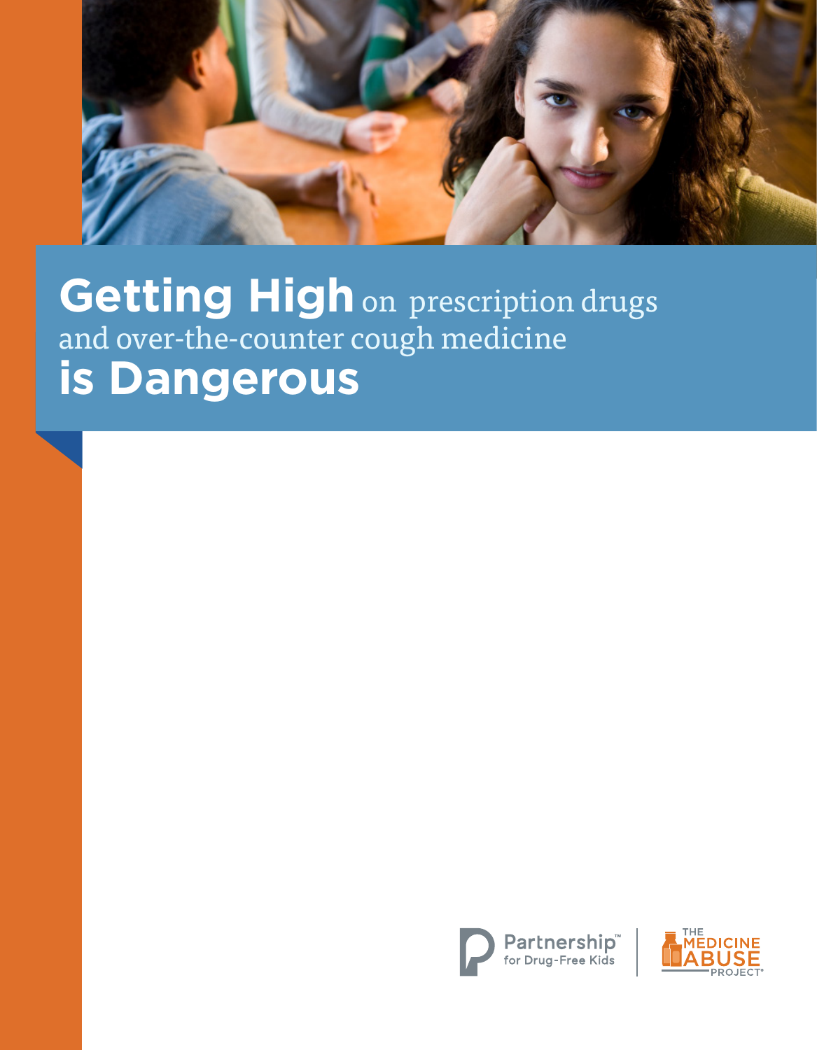# Getting High on prescription drugs and over-the-counter cough medicine is Dangerous

Partnership™ for Drug-Free Kids

THE MEDICINE ABUSE PROJECT®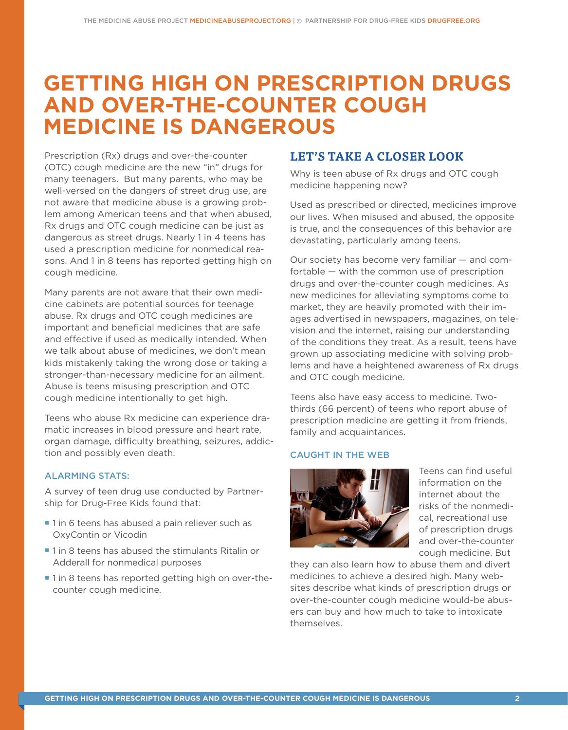# GETTING HIGH ON PRESCRIPTION DRUGS AND OVER-THE-COUNTER COUGH MEDICINE IS DANGEROUS

Prescription (Rx) drugs and over-the-counter (OTC) cough medicine are the new "in" drugs for many teenagers. But many parents, who may be well-versed on the dangers of street drug use, are not aware that medicine abuse is a growing problem among American teens and that when abused, Rx drugs and OTC cough medicine can be just as dangerous as street drugs. Nearly 1 in 4 teens has used a prescription medicine for nonmedical reasons. And 1 in 8 teens has reported getting high on cough medicine.

Many parents are not aware that their own medicine cabinets are potential sources for teenage abuse. Rx drugs and OTC cough medicines are important and beneficial medicines that are safe and effective if used as medically intended. When we talk about abuse of medicines, we don't mean kids mistakenly taking the wrong dose or taking a stronger-than-necessary medicine for an ailment. Abuse is teens misusing prescription and OTC cough medicine intentionally to get high.

Teens who abuse Rx medicine can experience dramatic increases in blood pressure and heart rate, organ damage, difficulty breathing, seizures, addiction and possibly even death.

### ALARMING STATS:

A survey of teen drug use conducted by Partnership for Drug-Free Kids found that:

- 1 in 6 teens has abused a pain reliever such as OxyContin or Vicodin
- 1 in 8 teens has abused the stimulants Ritalin or Adderall for nonmedical purposes
- 1 in 8 teens has reported getting high on over-the-counter cough medicine.

## LET'S TAKE A CLOSER LOOK

Why is teen abuse of Rx drugs and OTC cough medicine happening now?

Used as prescribed or directed, medicines improve our lives. When misused and abused, the opposite is true, and the consequences of this behavior are devastating, particularly among teens.

Our society has become very familiar — and comfortable — with the common use of prescription drugs and over-the-counter cough medicines. As new medicines for alleviating symptoms come to market, they are heavily promoted with their images advertised in newspapers, magazines, on television and the internet, raising our understanding of the conditions they treat. As a result, teens have grown up associating medicine with solving problems and have a heightened awareness of Rx drugs and OTC cough medicine.

Teens also have easy access to medicine. Two-thirds (66 percent) of teens who report abuse of prescription medicine are getting it from friends, family and acquaintances.

### CAUGHT IN THE WEB

Teens can find useful information on the internet about the risks of the nonmedical, recreational use of prescription drugs and over-the-counter cough medicine. But they can also learn how to abuse them and divert medicines to achieve a desired high. Many websites describe what kinds of prescription drugs or over-the-counter cough medicine would-be abusers can buy and how much to take to intoxicate themselves.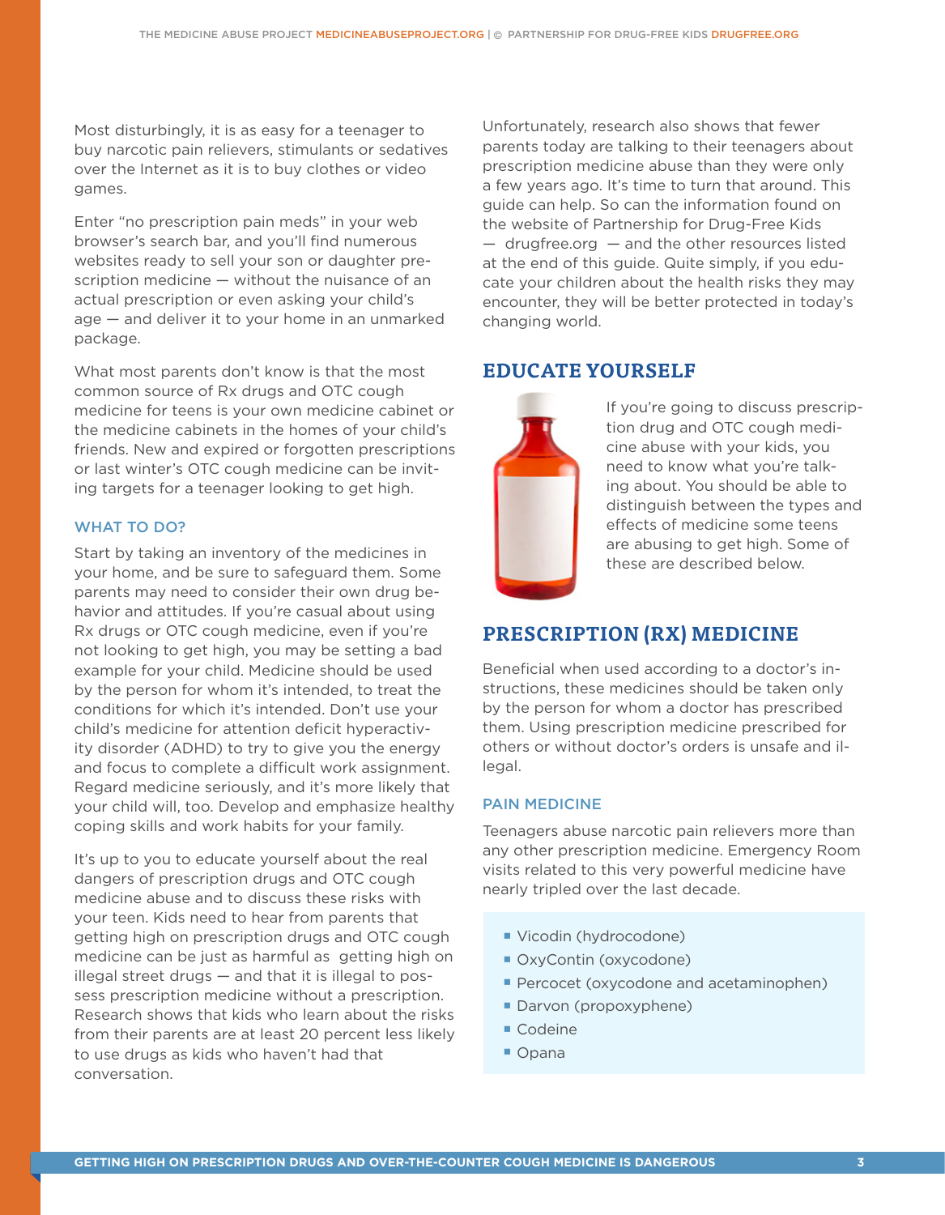Most disturbingly, it is as easy for a teenager to buy narcotic pain relievers, stimulants or sedatives over the Internet as it is to buy clothes or video games.

Enter "no prescription pain meds" in your web browser's search bar, and you'll find numerous websites ready to sell your son or daughter prescription medicine — without the nuisance of an actual prescription or even asking your child's age — and deliver it to your home in an unmarked package.

What most parents don't know is that the most common source of Rx drugs and OTC cough medicine for teens is your own medicine cabinet or the medicine cabinets in the homes of your child's friends. New and expired or forgotten prescriptions or last winter's OTC cough medicine can be inviting targets for a teenager looking to get high.

### WHAT TO DO?

Start by taking an inventory of the medicines in your home, and be sure to safeguard them. Some parents may need to consider their own drug behavior and attitudes. If you're casual about using Rx drugs or OTC cough medicine, even if you're not looking to get high, you may be setting a bad example for your child. Medicine should be used by the person for whom it's intended, to treat the conditions for which it's intended. Don't use your child's medicine for attention deficit hyperactivity disorder (ADHD) to try to give you the energy and focus to complete a difficult work assignment. Regard medicine seriously, and it's more likely that your child will, too. Develop and emphasize healthy coping skills and work habits for your family.

It's up to you to educate yourself about the real dangers of prescription drugs and OTC cough medicine abuse and to discuss these risks with your teen. Kids need to hear from parents that getting high on prescription drugs and OTC cough medicine can be just as harmful as getting high on illegal street drugs — and that it is illegal to possess prescription medicine without a prescription. Research shows that kids who learn about the risks from their parents are at least 20 percent less likely to use drugs as kids who haven't had that conversation.

Unfortunately, research also shows that fewer parents today are talking to their teenagers about prescription medicine abuse than they were only a few years ago. It's time to turn that around. This guide can help. So can the information found on the website of Partnership for Drug-Free Kids — drugfree.org — and the other resources listed at the end of this guide. Quite simply, if you educate your children about the health risks they may encounter, they will be better protected in today's changing world.

## EDUCATE YOURSELF

If you're going to discuss prescription drug and OTC cough medicine abuse with your kids, you need to know what you're talking about. You should be able to distinguish between the types and effects of medicine some teens are abusing to get high. Some of these are described below.

## PRESCRIPTION (RX) MEDICINE

Beneficial when used according to a doctor's instructions, these medicines should be taken only by the person for whom a doctor has prescribed them. Using prescription medicine prescribed for others or without doctor's orders is unsafe and illegal.

### PAIN MEDICINE

Teenagers abuse narcotic pain relievers more than any other prescription medicine. Emergency Room visits related to this very powerful medicine have nearly tripled over the last decade.

- Vicodin (hydrocodone)
- OxyContin (oxycodone)
- Percocet (oxycodone and acetaminophen)
- Darvon (propoxyphene)
- Codeine
- Opana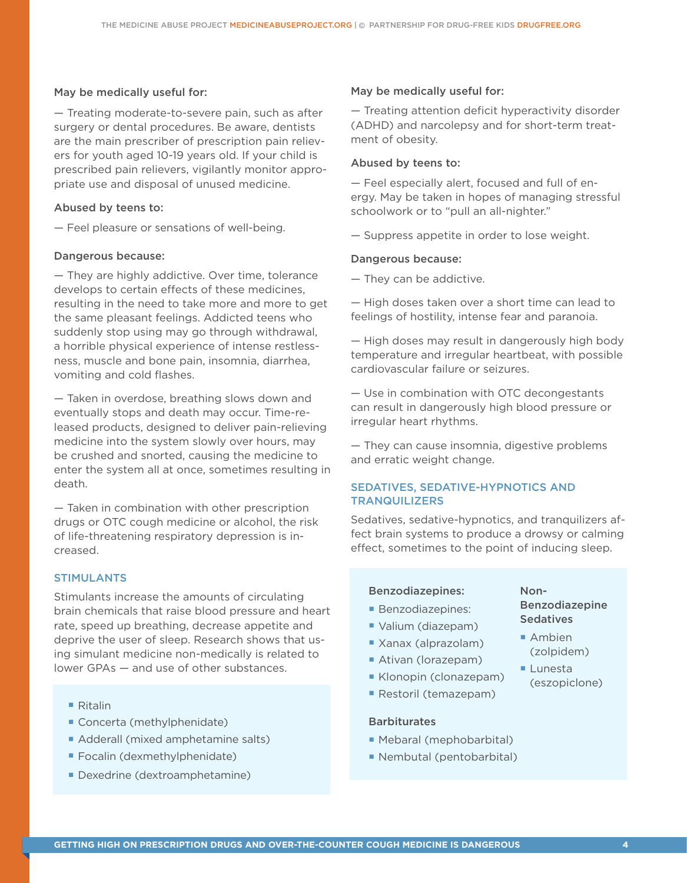**May be medically useful for:**

— Treating moderate-to-severe pain, such as after surgery or dental procedures. Be aware, dentists are the main prescriber of prescription pain relievers for youth aged 10-19 years old. If your child is prescribed pain relievers, vigilantly monitor appropriate use and disposal of unused medicine.

**Abused by teens to:**

— Feel pleasure or sensations of well-being.

**Dangerous because:**

— They are highly addictive. Over time, tolerance develops to certain effects of these medicines, resulting in the need to take more and more to get the same pleasant feelings. Addicted teens who suddenly stop using may go through withdrawal, a horrible physical experience of intense restlessness, muscle and bone pain, insomnia, diarrhea, vomiting and cold flashes.

— Taken in overdose, breathing slows down and eventually stops and death may occur. Time-released products, designed to deliver pain-relieving medicine into the system slowly over hours, may be crushed and snorted, causing the medicine to enter the system all at once, sometimes resulting in death.

— Taken in combination with other prescription drugs or OTC cough medicine or alcohol, the risk of life-threatening respiratory depression is increased.

## STIMULANTS

Stimulants increase the amounts of circulating brain chemicals that raise blood pressure and heart rate, speed up breathing, decrease appetite and deprive the user of sleep. Research shows that using simulant medicine non-medically is related to lower GPAs — and use of other substances.

- Ritalin
- Concerta (methylphenidate)
- Adderall (mixed amphetamine salts)
- Focalin (dexmethylphenidate)
- Dexedrine (dextroamphetamine)

**May be medically useful for:**

— Treating attention deficit hyperactivity disorder (ADHD) and narcolepsy and for short-term treatment of obesity.

**Abused by teens to:**

— Feel especially alert, focused and full of energy. May be taken in hopes of managing stressful schoolwork or to "pull an all-nighter."

— Suppress appetite in order to lose weight.

**Dangerous because:**

— They can be addictive.

— High doses taken over a short time can lead to feelings of hostility, intense fear and paranoia.

— High doses may result in dangerously high body temperature and irregular heartbeat, with possible cardiovascular failure or seizures.

— Use in combination with OTC decongestants can result in dangerously high blood pressure or irregular heart rhythms.

— They can cause insomnia, digestive problems and erratic weight change.

## SEDATIVES, SEDATIVE-HYPNOTICS AND TRANQUILIZERS

Sedatives, sedative-hypnotics, and tranquilizers affect brain systems to produce a drowsy or calming effect, sometimes to the point of inducing sleep.

**Benzodiazepines:**

- Benzodiazepines:
- Valium (diazepam)
- Xanax (alprazolam)
- Ativan (lorazepam)
- Klonopin (clonazepam)
- Restoril (temazepam)

**Barbiturates**

- Mebaral (mephobarbital)
- Nembutal (pentobarbital)

**Non-Benzodiazepine Sedatives**

- Ambien (zolpidem)
- Lunesta (eszopiclone)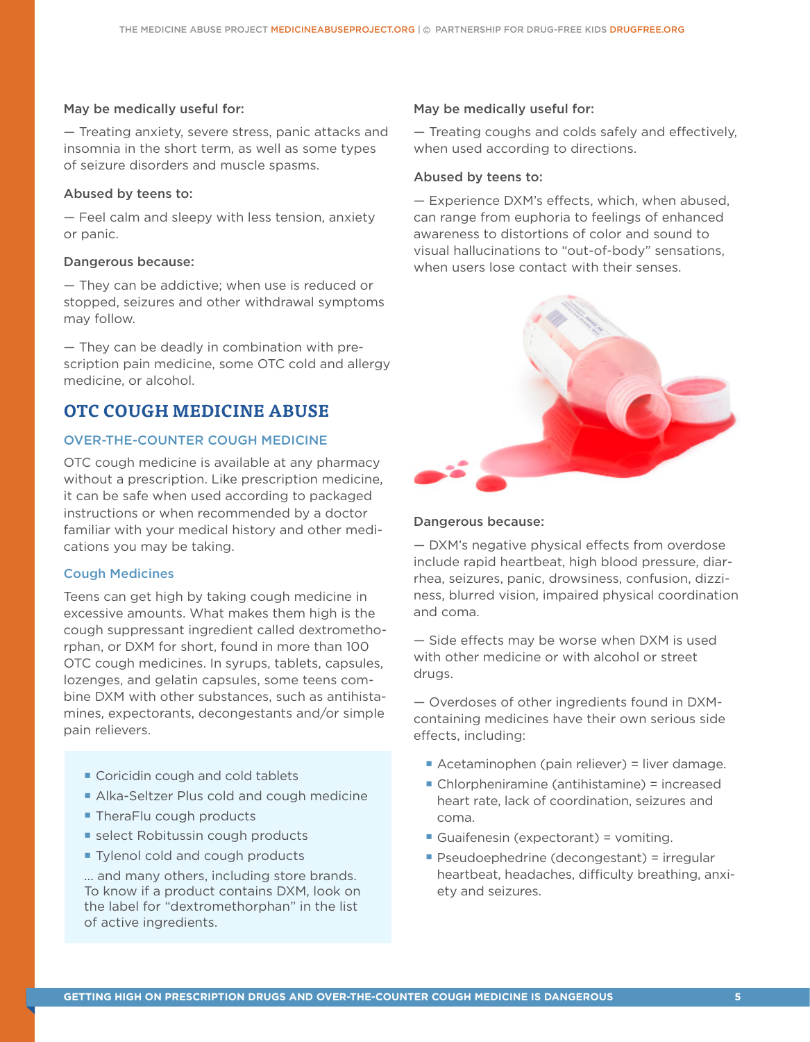**May be medically useful for:**

— Treating anxiety, severe stress, panic attacks and insomnia in the short term, as well as some types of seizure disorders and muscle spasms.

**Abused by teens to:**

— Feel calm and sleepy with less tension, anxiety or panic.

**Dangerous because:**

— They can be addictive; when use is reduced or stopped, seizures and other withdrawal symptoms may follow.

— They can be deadly in combination with prescription pain medicine, some OTC cold and allergy medicine, or alcohol.

## OTC COUGH MEDICINE ABUSE

### OVER-THE-COUNTER COUGH MEDICINE

OTC cough medicine is available at any pharmacy without a prescription. Like prescription medicine, it can be safe when used according to packaged instructions or when recommended by a doctor familiar with your medical history and other medications you may be taking.

### Cough Medicines

Teens can get high by taking cough medicine in excessive amounts. What makes them high is the cough suppressant ingredient called dextromethorphan, or DXM for short, found in more than 100 OTC cough medicines. In syrups, tablets, capsules, lozenges, and gelatin capsules, some teens combine DXM with other substances, such as antihistamines, expectorants, decongestants and/or simple pain relievers.

- Coricidin cough and cold tablets
- Alka-Seltzer Plus cold and cough medicine
- TheraFlu cough products
- select Robitussin cough products
- Tylenol cold and cough products

... and many others, including store brands. To know if a product contains DXM, look on the label for "dextromethorphan" in the list of active ingredients.

**May be medically useful for:**

— Treating coughs and colds safely and effectively, when used according to directions.

**Abused by teens to:**

— Experience DXM's effects, which, when abused, can range from euphoria to feelings of enhanced awareness to distortions of color and sound to visual hallucinations to "out-of-body" sensations, when users lose contact with their senses.

**Dangerous because:**

— DXM's negative physical effects from overdose include rapid heartbeat, high blood pressure, diarrhea, seizures, panic, drowsiness, confusion, dizziness, blurred vision, impaired physical coordination and coma.

— Side effects may be worse when DXM is used with other medicine or with alcohol or street drugs.

— Overdoses of other ingredients found in DXM-containing medicines have their own serious side effects, including:

- Acetaminophen (pain reliever) = liver damage.
- Chlorpheniramine (antihistamine) = increased heart rate, lack of coordination, seizures and coma.
- Guaifenesin (expectorant) = vomiting.
- Pseudoephedrine (decongestant) = irregular heartbeat, headaches, difficulty breathing, anxiety and seizures.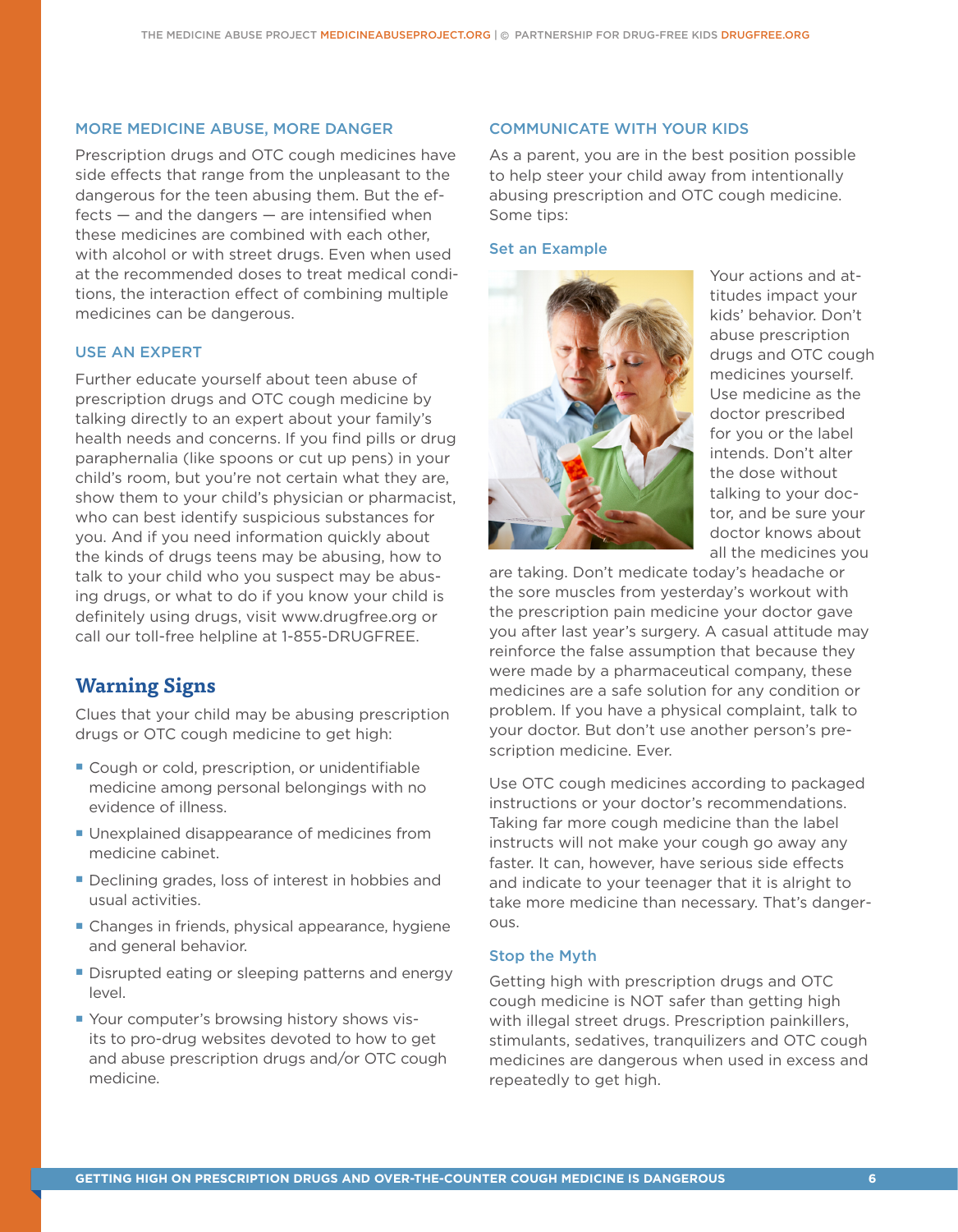## MORE MEDICINE ABUSE, MORE DANGER

Prescription drugs and OTC cough medicines have side effects that range from the unpleasant to the dangerous for the teen abusing them. But the effects — and the dangers — are intensified when these medicines are combined with each other, with alcohol or with street drugs. Even when used at the recommended doses to treat medical conditions, the interaction effect of combining multiple medicines can be dangerous.

## USE AN EXPERT

Further educate yourself about teen abuse of prescription drugs and OTC cough medicine by talking directly to an expert about your family's health needs and concerns. If you find pills or drug paraphernalia (like spoons or cut up pens) in your child's room, but you're not certain what they are, show them to your child's physician or pharmacist, who can best identify suspicious substances for you. And if you need information quickly about the kinds of drugs teens may be abusing, how to talk to your child who you suspect may be abusing drugs, or what to do if you know your child is definitely using drugs, visit www.drugfree.org or call our toll-free helpline at 1-855-DRUGFREE.

# Warning Signs

Clues that your child may be abusing prescription drugs or OTC cough medicine to get high:

- Cough or cold, prescription, or unidentifiable medicine among personal belongings with no evidence of illness.
- Unexplained disappearance of medicines from medicine cabinet.
- Declining grades, loss of interest in hobbies and usual activities.
- Changes in friends, physical appearance, hygiene and general behavior.
- Disrupted eating or sleeping patterns and energy level.
- Your computer's browsing history shows visits to pro-drug websites devoted to how to get and abuse prescription drugs and/or OTC cough medicine.

## COMMUNICATE WITH YOUR KIDS

As a parent, you are in the best position possible to help steer your child away from intentionally abusing prescription and OTC cough medicine. Some tips:

### Set an Example

Your actions and attitudes impact your kids' behavior. Don't abuse prescription drugs and OTC cough medicines yourself. Use medicine as the doctor prescribed for you or the label intends. Don't alter the dose without talking to your doctor, and be sure your doctor knows about all the medicines you are taking. Don't medicate today's headache or the sore muscles from yesterday's workout with the prescription pain medicine your doctor gave you after last year's surgery. A casual attitude may reinforce the false assumption that because they were made by a pharmaceutical company, these medicines are a safe solution for any condition or problem. If you have a physical complaint, talk to your doctor. But don't use another person's prescription medicine. Ever.

Use OTC cough medicines according to packaged instructions or your doctor's recommendations. Taking far more cough medicine than the label instructs will not make your cough go away any faster. It can, however, have serious side effects and indicate to your teenager that it is alright to take more medicine than necessary. That's dangerous.

### Stop the Myth

Getting high with prescription drugs and OTC cough medicine is NOT safer than getting high with illegal street drugs. Prescription painkillers, stimulants, sedatives, tranquilizers and OTC cough medicines are dangerous when used in excess and repeatedly to get high.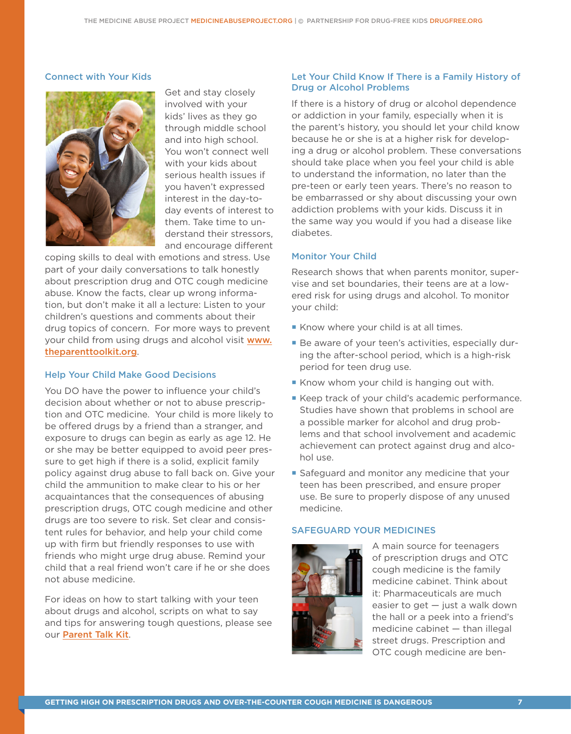## Connect with Your Kids

Get and stay closely involved with your kids' lives as they go through middle school and into high school. You won't connect well with your kids about serious health issues if you haven't expressed interest in the day-to-day events of interest to them. Take time to understand their stressors, and encourage different coping skills to deal with emotions and stress. Use part of your daily conversations to talk honestly about prescription drug and OTC cough medicine abuse. Know the facts, clear up wrong information, but don't make it all a lecture: Listen to your children's questions and comments about their drug topics of concern. For more ways to prevent your child from using drugs and alcohol visit www.theparenttoolkit.org.

## Help Your Child Make Good Decisions

You DO have the power to influence your child's decision about whether or not to abuse prescription and OTC medicine. Your child is more likely to be offered drugs by a friend than a stranger, and exposure to drugs can begin as early as age 12. He or she may be better equipped to avoid peer pressure to get high if there is a solid, explicit family policy against drug abuse to fall back on. Give your child the ammunition to make clear to his or her acquaintances that the consequences of abusing prescription drugs, OTC cough medicine and other drugs are too severe to risk. Set clear and consistent rules for behavior, and help your child come up with firm but friendly responses to use with friends who might urge drug abuse. Remind your child that a real friend won't care if he or she does not abuse medicine.

For ideas on how to start talking with your teen about drugs and alcohol, scripts on what to say and tips for answering tough questions, please see our Parent Talk Kit.

## Let Your Child Know If There is a Family History of Drug or Alcohol Problems

If there is a history of drug or alcohol dependence or addiction in your family, especially when it is the parent's history, you should let your child know because he or she is at a higher risk for developing a drug or alcohol problem. These conversations should take place when you feel your child is able to understand the information, no later than the pre-teen or early teen years. There's no reason to be embarrassed or shy about discussing your own addiction problems with your kids. Discuss it in the same way you would if you had a disease like diabetes.

## Monitor Your Child

Research shows that when parents monitor, supervise and set boundaries, their teens are at a lowered risk for using drugs and alcohol. To monitor your child:

- Know where your child is at all times.
- Be aware of your teen's activities, especially during the after-school period, which is a high-risk period for teen drug use.
- Know whom your child is hanging out with.
- Keep track of your child's academic performance. Studies have shown that problems in school are a possible marker for alcohol and drug problems and that school involvement and academic achievement can protect against drug and alcohol use.
- Safeguard and monitor any medicine that your teen has been prescribed, and ensure proper use. Be sure to properly dispose of any unused medicine.

## SAFEGUARD YOUR MEDICINES

A main source for teenagers of prescription drugs and OTC cough medicine is the family medicine cabinet. Think about it: Pharmaceuticals are much easier to get — just a walk down the hall or a peek into a friend's medicine cabinet — than illegal street drugs. Prescription and OTC cough medicine are ben-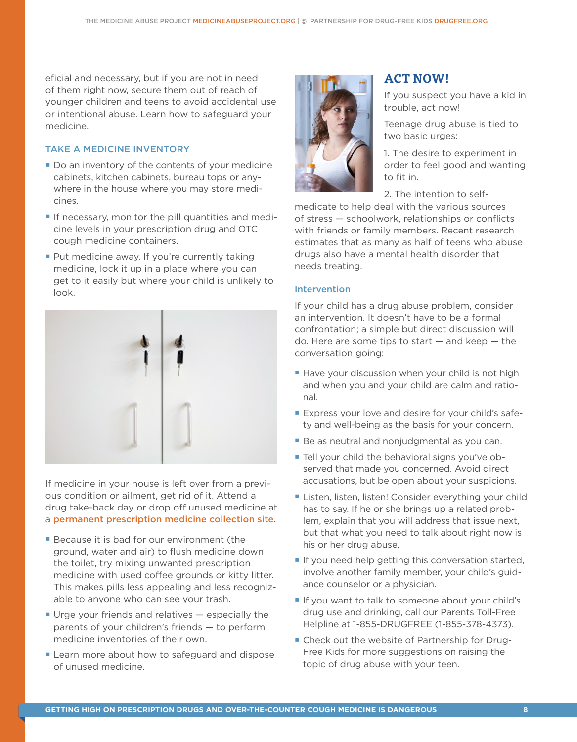eficial and necessary, but if you are not in need of them right now, secure them out of reach of younger children and teens to avoid accidental use or intentional abuse. Learn how to safeguard your medicine.

### TAKE A MEDICINE INVENTORY

- Do an inventory of the contents of your medicine cabinets, kitchen cabinets, bureau tops or anywhere in the house where you may store medicines.
- If necessary, monitor the pill quantities and medicine levels in your prescription drug and OTC cough medicine containers.
- Put medicine away. If you're currently taking medicine, lock it up in a place where you can get to it easily but where your child is unlikely to look.

If medicine in your house is left over from a previous condition or ailment, get rid of it. Attend a drug take-back day or drop off unused medicine at a [permanent prescription medicine collection site](permanent prescription medicine collection site).

- Because it is bad for our environment (the ground, water and air) to flush medicine down the toilet, try mixing unwanted prescription medicine with used coffee grounds or kitty litter. This makes pills less appealing and less recognizable to anyone who can see your trash.
- Urge your friends and relatives — especially the parents of your children's friends — to perform medicine inventories of their own.
- Learn more about how to safeguard and dispose of unused medicine.

## ACT NOW!

If you suspect you have a kid in trouble, act now!

Teenage drug abuse is tied to two basic urges:

1. The desire to experiment in order to feel good and wanting to fit in.
2. The intention to self-medicate to help deal with the various sources of stress — schoolwork, relationships or conflicts with friends or family members. Recent research estimates that as many as half of teens who abuse drugs also have a mental health disorder that needs treating.

### Intervention

If your child has a drug abuse problem, consider an intervention. It doesn't have to be a formal confrontation; a simple but direct discussion will do. Here are some tips to start — and keep — the conversation going:

- Have your discussion when your child is not high and when you and your child are calm and rational.
- Express your love and desire for your child's safety and well-being as the basis for your concern.
- Be as neutral and nonjudgmental as you can.
- Tell your child the behavioral signs you've observed that made you concerned. Avoid direct accusations, but be open about your suspicions.
- Listen, listen, listen! Consider everything your child has to say. If he or she brings up a related problem, explain that you will address that issue next, but that what you need to talk about right now is his or her drug abuse.
- If you need help getting this conversation started, involve another family member, your child's guidance counselor or a physician.
- If you want to talk to someone about your child's drug use and drinking, call our Parents Toll-Free Helpline at 1-855-DRUGFREE (1-855-378-4373).
- Check out the website of Partnership for Drug-Free Kids for more suggestions on raising the topic of drug abuse with your teen.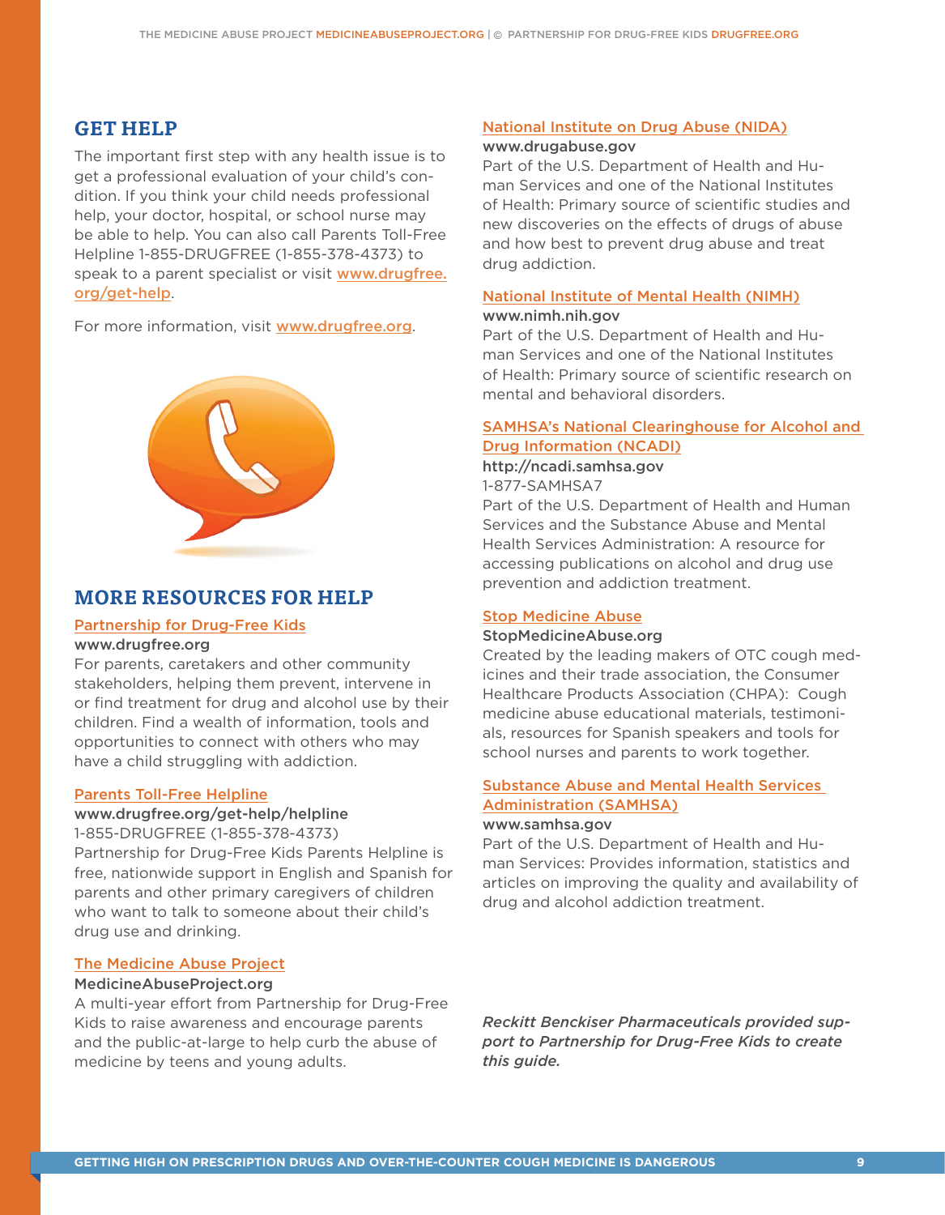## GET HELP

The important first step with any health issue is to get a professional evaluation of your child's condition. If you think your child needs professional help, your doctor, hospital, or school nurse may be able to help. You can also call Parents Toll-Free Helpline 1-855-DRUGFREE (1-855-378-4373) to speak to a parent specialist or visit www.drugfree.org/get-help.

For more information, visit www.drugfree.org.

## MORE RESOURCES FOR HELP

**Partnership for Drug-Free Kids**
**www.drugfree.org**
For parents, caretakers and other community stakeholders, helping them prevent, intervene in or find treatment for drug and alcohol use by their children. Find a wealth of information, tools and opportunities to connect with others who may have a child struggling with addiction.

**Parents Toll-Free Helpline**
**www.drugfree.org/get-help/helpline**
1-855-DRUGFREE (1-855-378-4373)
Partnership for Drug-Free Kids Parents Helpline is free, nationwide support in English and Spanish for parents and other primary caregivers of children who want to talk to someone about their child's drug use and drinking.

**The Medicine Abuse Project**
**MedicineAbuseProject.org**
A multi-year effort from Partnership for Drug-Free Kids to raise awareness and encourage parents and the public-at-large to help curb the abuse of medicine by teens and young adults.

**National Institute on Drug Abuse (NIDA)**
**www.drugabuse.gov**
Part of the U.S. Department of Health and Human Services and one of the National Institutes of Health: Primary source of scientific studies and new discoveries on the effects of drugs of abuse and how best to prevent drug abuse and treat drug addiction.

**National Institute of Mental Health (NIMH)**
**www.nimh.nih.gov**
Part of the U.S. Department of Health and Human Services and one of the National Institutes of Health: Primary source of scientific research on mental and behavioral disorders.

**SAMHSA's National Clearinghouse for Alcohol and Drug Information (NCADI)**
**http://ncadi.samhsa.gov**
1-877-SAMHSA7
Part of the U.S. Department of Health and Human Services and the Substance Abuse and Mental Health Services Administration: A resource for accessing publications on alcohol and drug use prevention and addiction treatment.

**Stop Medicine Abuse**
**StopMedicineAbuse.org**
Created by the leading makers of OTC cough medicines and their trade association, the Consumer Healthcare Products Association (CHPA): Cough medicine abuse educational materials, testimonials, resources for Spanish speakers and tools for school nurses and parents to work together.

**Substance Abuse and Mental Health Services Administration (SAMHSA)**
**www.samhsa.gov**
Part of the U.S. Department of Health and Human Services: Provides information, statistics and articles on improving the quality and availability of drug and alcohol addiction treatment.

*Reckitt Benckiser Pharmaceuticals provided support to Partnership for Drug-Free Kids to create this guide.*